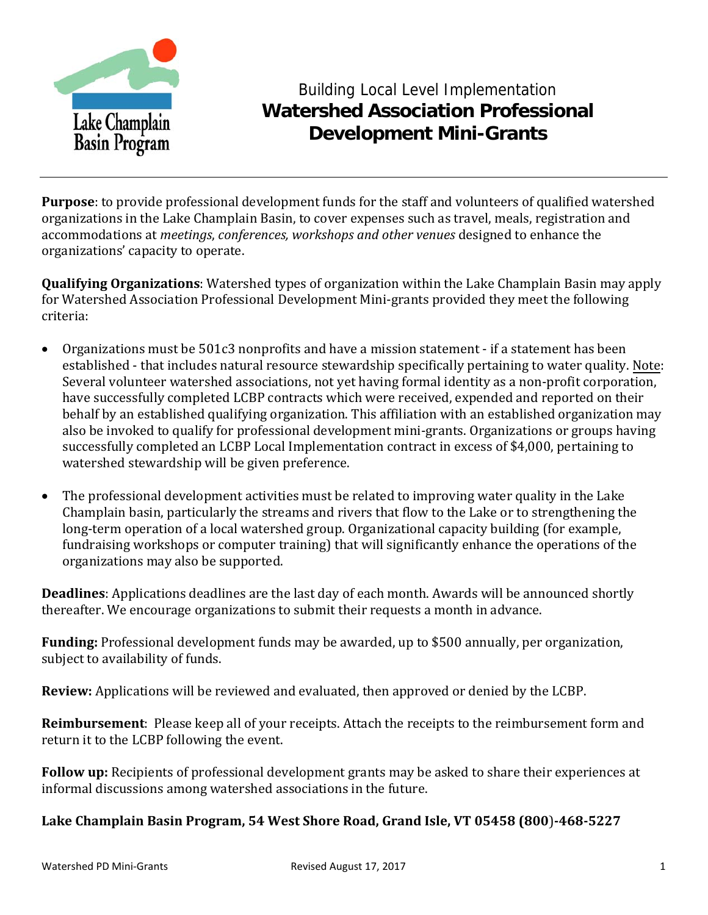Building Local Level Implementation

# Watershed Association Professional Development Mini-Grants

**Purpose**: to provide professional development funds for the staff and volunteers of qualified watershed organizations in the Lake Champlain Basin, to cover expenses such as travel, meals, registration and accommodations at *meetings, conferences, workshops and other venues* designed to enhance the organizations' capacity to operate.

**Qualifying Organizations**: Watershed types of organization within the Lake Champlain Basin may apply for Watershed Association Professional Development Mini-grants provided they meet the following criteria:

- Organizations must be 501c3 nonprofits and have a mission statement - if a statement has been established - that includes natural resource stewardship specifically pertaining to water quality. Note: Several volunteer watershed associations, not yet having formal identity as a non-profit corporation, have successfully completed LCBP contracts which were received, expended and reported on their behalf by an established qualifying organization. This affiliation with an established organization may also be invoked to qualify for professional development mini-grants. Organizations or groups having successfully completed an LCBP Local Implementation contract in excess of $4,000, pertaining to watershed stewardship will be given preference.

- The professional development activities must be related to improving water quality in the Lake Champlain basin, particularly the streams and rivers that flow to the Lake or to strengthening the long-term operation of a local watershed group. Organizational capacity building (for example, fundraising workshops or computer training) that will significantly enhance the operations of the organizations may also be supported.

**Deadlines**: Applications deadlines are the last day of each month. Awards will be announced shortly thereafter. We encourage organizations to submit their requests a month in advance.

**Funding:** Professional development funds may be awarded, up to $500 annually, per organization, subject to availability of funds.

**Review:** Applications will be reviewed and evaluated, then approved or denied by the LCBP.

**Reimbursement**: Please keep all of your receipts. Attach the receipts to the reimbursement form and return it to the LCBP following the event.

**Follow up:** Recipients of professional development grants may be asked to share their experiences at informal discussions among watershed associations in the future.

**Lake Champlain Basin Program, 54 West Shore Road, Grand Isle, VT 05458 (800)-468-5227**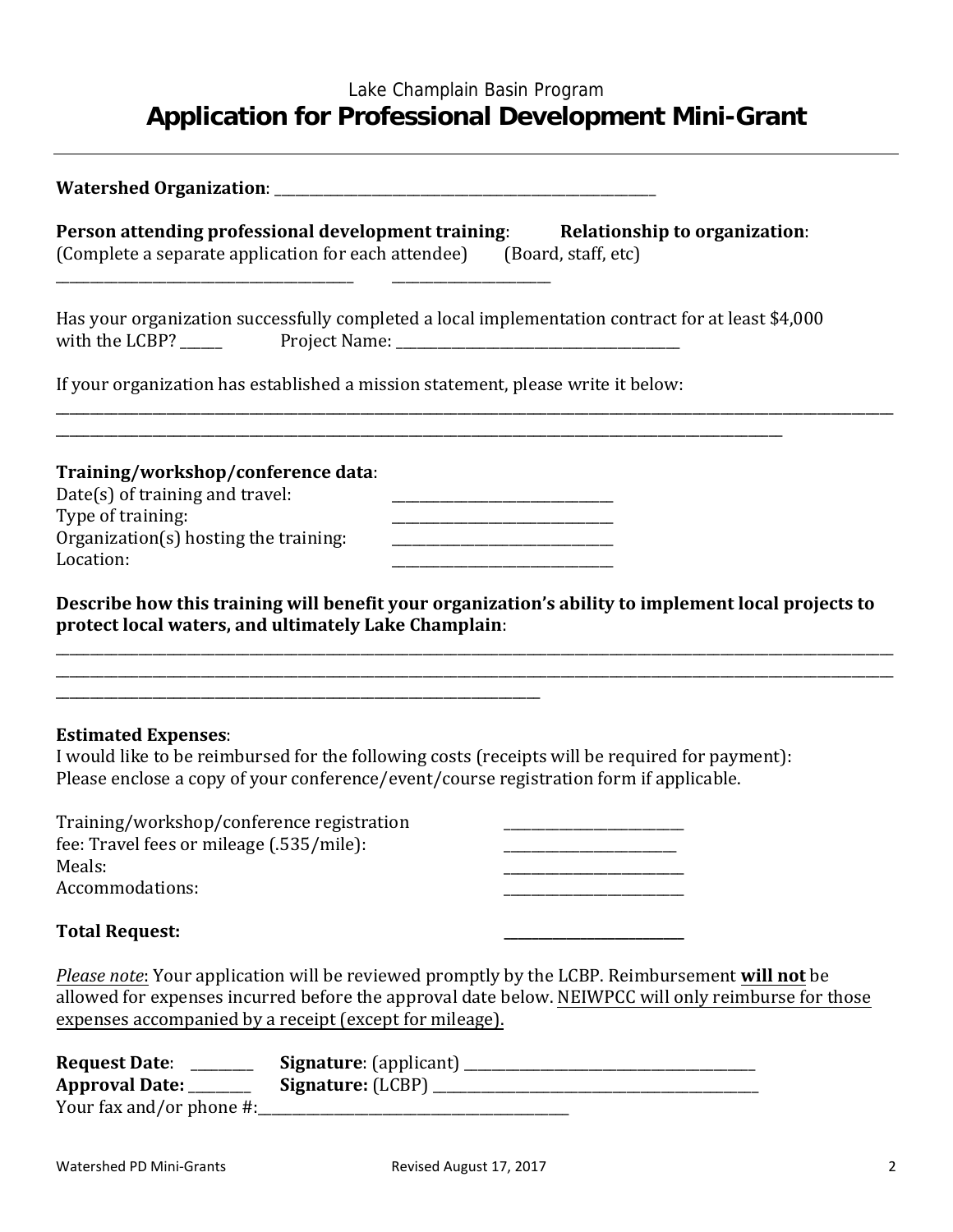Lake Champlain Basin Program

# Application for Professional Development Mini-Grant

**Watershed Organization**: ________________________________________________

**Person attending professional development training**: (Complete a separate application for each attendee)

**Relationship to organization**: (Board, staff, etc)

________________________________________ ____________________

Has your organization successfully completed a local implementation contract for at least $4,000 with the LCBP? ______ Project Name: ________________________________________

If your organization has established a mission statement, please write it below:

________________________________________________________________________________________________________________

________________________________________________________________________________________________________

**Training/workshop/conference data**:

Date(s) of training and travel: ______________________________
Type of training: ______________________________
Organization(s) hosting the training: ______________________________
Location: ______________________________

**Describe how this training will benefit your organization's ability to implement local projects to protect local waters, and ultimately Lake Champlain**:

________________________________________________________________________________________________________________

________________________________________________________________________________________________________________

______________________________________________________________

**Estimated Expenses**:

I would like to be reimbursed for the following costs (receipts will be required for payment):
Please enclose a copy of your conference/event/course registration form if applicable.

Training/workshop/conference registration ________________________
fee: Travel fees or mileage (.535/mile): ________________________
Meals: ________________________
Accommodations: ________________________

**Total Request:** ________________________

*Please note*: Your application will be reviewed promptly by the LCBP. Reimbursement **will not** be allowed for expenses incurred before the approval date below. NEIWPCC will only reimburse for those expenses accompanied by a receipt (except for mileage).

**Request Date**: ________ **Signature**: (applicant) ________________________________________
**Approval Date:** ________ **Signature:** (LCBP) ____________________________________________
Your fax and/or phone #:__________________________________________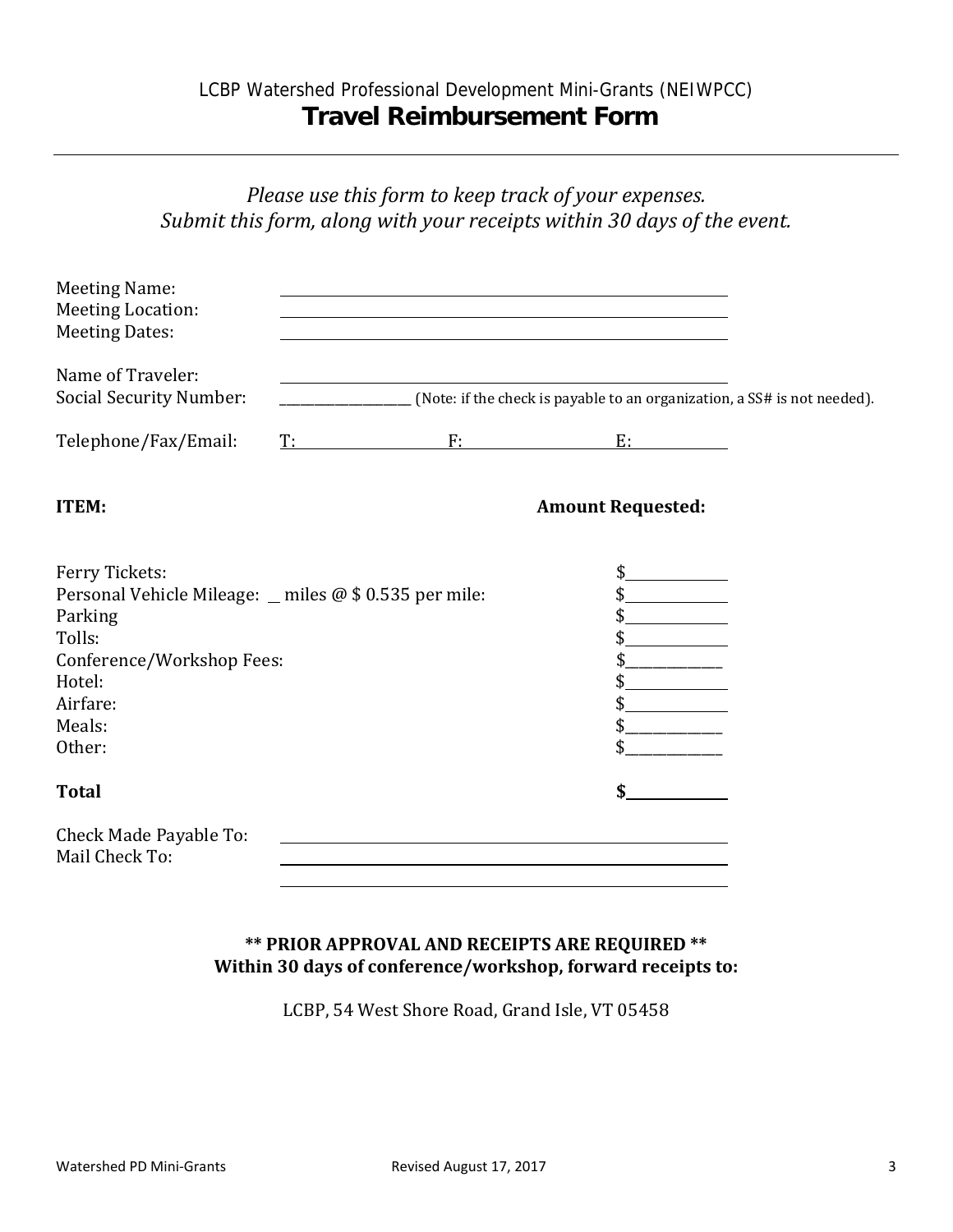LCBP Watershed Professional Development Mini-Grants (NEIWPCC)

# Travel Reimbursement Form

*Please use this form to keep track of your expenses.*
*Submit this form, along with your receipts within 30 days of the event.*

Meeting Name: ______________________________
Meeting Location: ______________________________
Meeting Dates: ______________________________

Name of Traveler: ______________________________
Social Security Number: ____________________ (Note: if the check is payable to an organization, a SS# is not needed).

Telephone/Fax/Email: T: __________ F: __________ E: __________

| **ITEM:** | **Amount Requested:** |
|---|---|
| Ferry Tickets: | $____________ |
| Personal Vehicle Mileage: _ miles @ $ 0.535 per mile: | $____________ |
| Parking | $____________ |
| Tolls: | $____________ |
| Conference/Workshop Fees: | $____________ |
| Hotel: | $____________ |
| Airfare: | $____________ |
| Meals: | $____________ |
| Other: | $____________ |
| **Total** | **$**____________ |

Check Made Payable To: ______________________________
Mail Check To: ______________________________
______________________________

**\*\* PRIOR APPROVAL AND RECEIPTS ARE REQUIRED \*\***
**Within 30 days of conference/workshop, forward receipts to:**

LCBP, 54 West Shore Road, Grand Isle, VT 05458